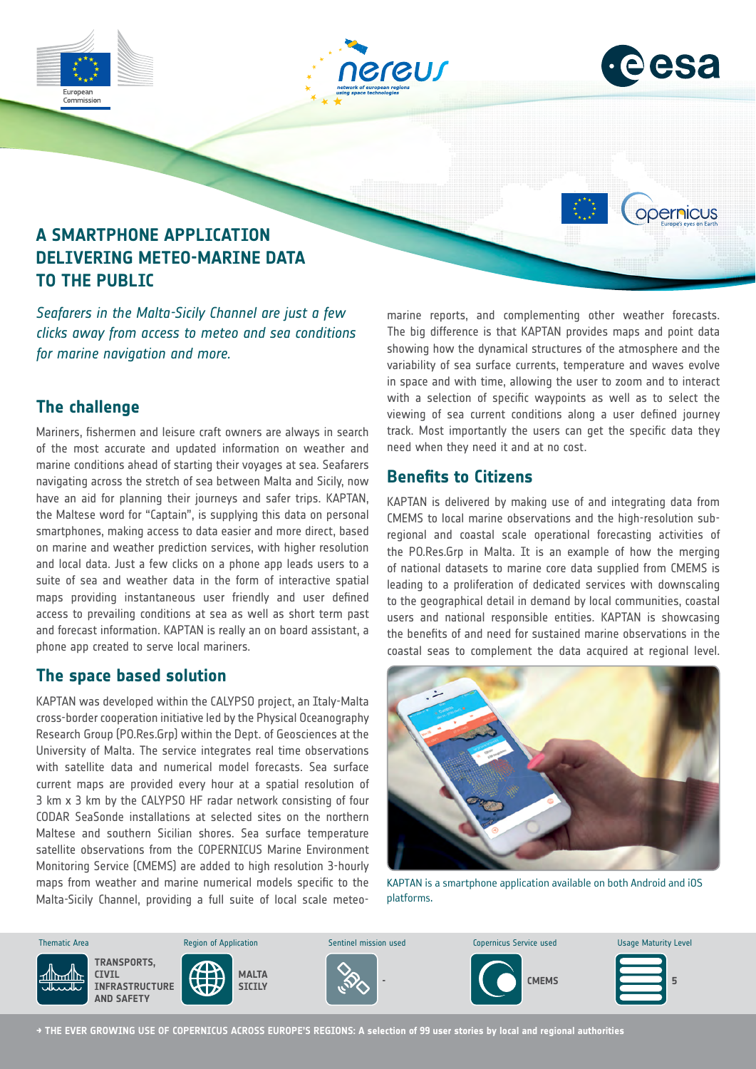# A SMARTPHONE APPLICATION DELIVERING METEO-MARINE DATA TO THE PUBLIC

*Seafarers in the Malta-Sicily Channel are just a few clicks away from access to meteo and sea conditions for marine navigation and more.*

## The challenge

Mariners, fishermen and leisure craft owners are always in search of the most accurate and updated information on weather and marine conditions ahead of starting their voyages at sea. Seafarers navigating across the stretch of sea between Malta and Sicily, now have an aid for planning their journeys and safer trips. KAPTAN, the Maltese word for "Captain", is supplying this data on personal smartphones, making access to data easier and more direct, based on marine and weather prediction services, with higher resolution and local data. Just a few clicks on a phone app leads users to a suite of sea and weather data in the form of interactive spatial maps providing instantaneous user friendly and user defined access to prevailing conditions at sea as well as short term past and forecast information. KAPTAN is really an on board assistant, a phone app created to serve local mariners.

## The space based solution

KAPTAN was developed within the CALYPSO project, an Italy-Malta cross-border cooperation initiative led by the Physical Oceanography Research Group (PO.Res.Grp) within the Dept. of Geosciences at the University of Malta. The service integrates real time observations with satellite data and numerical model forecasts. Sea surface current maps are provided every hour at a spatial resolution of 3 km x 3 km by the CALYPSO HF radar network consisting of four CODAR SeaSonde installations at selected sites on the northern Maltese and southern Sicilian shores. Sea surface temperature satellite observations from the COPERNICUS Marine Environment Monitoring Service (CMEMS) are added to high resolution 3-hourly maps from weather and marine numerical models specific to the Malta-Sicily Channel, providing a full suite of local scale meteo-marine reports, and complementing other weather forecasts. The big difference is that KAPTAN provides maps and point data showing how the dynamical structures of the atmosphere and the variability of sea surface currents, temperature and waves evolve in space and with time, allowing the user to zoom and to interact with a selection of specific waypoints as well as to select the viewing of sea current conditions along a user defined journey track. Most importantly the users can get the specific data they need when they need it and at no cost.

## Benefits to Citizens

KAPTAN is delivered by making use of and integrating data from CMEMS to local marine observations and the high-resolution sub-regional and coastal scale operational forecasting activities of the PO.Res.Grp in Malta. It is an example of how the merging of national datasets to marine core data supplied from CMEMS is leading to a proliferation of dedicated services with downscaling to the geographical detail in demand by local communities, coastal users and national responsible entities. KAPTAN is showcasing the benefits of and need for sustained marine observations in the coastal seas to complement the data acquired at regional level.

KAPTAN is a smartphone application available on both Android and iOS platforms.

| Thematic Area | Region of Application | Sentinel mission used | Copernicus Service used | Usage Maturity Level |
|---|---|---|---|---|
| TRANSPORTS, CIVIL INFRASTRUCTURE AND SAFETY | MALTA SICILY | - | CMEMS | 5 |

→ THE EVER GROWING USE OF COPERNICUS ACROSS EUROPE'S REGIONS: A selection of 99 user stories by local and regional authorities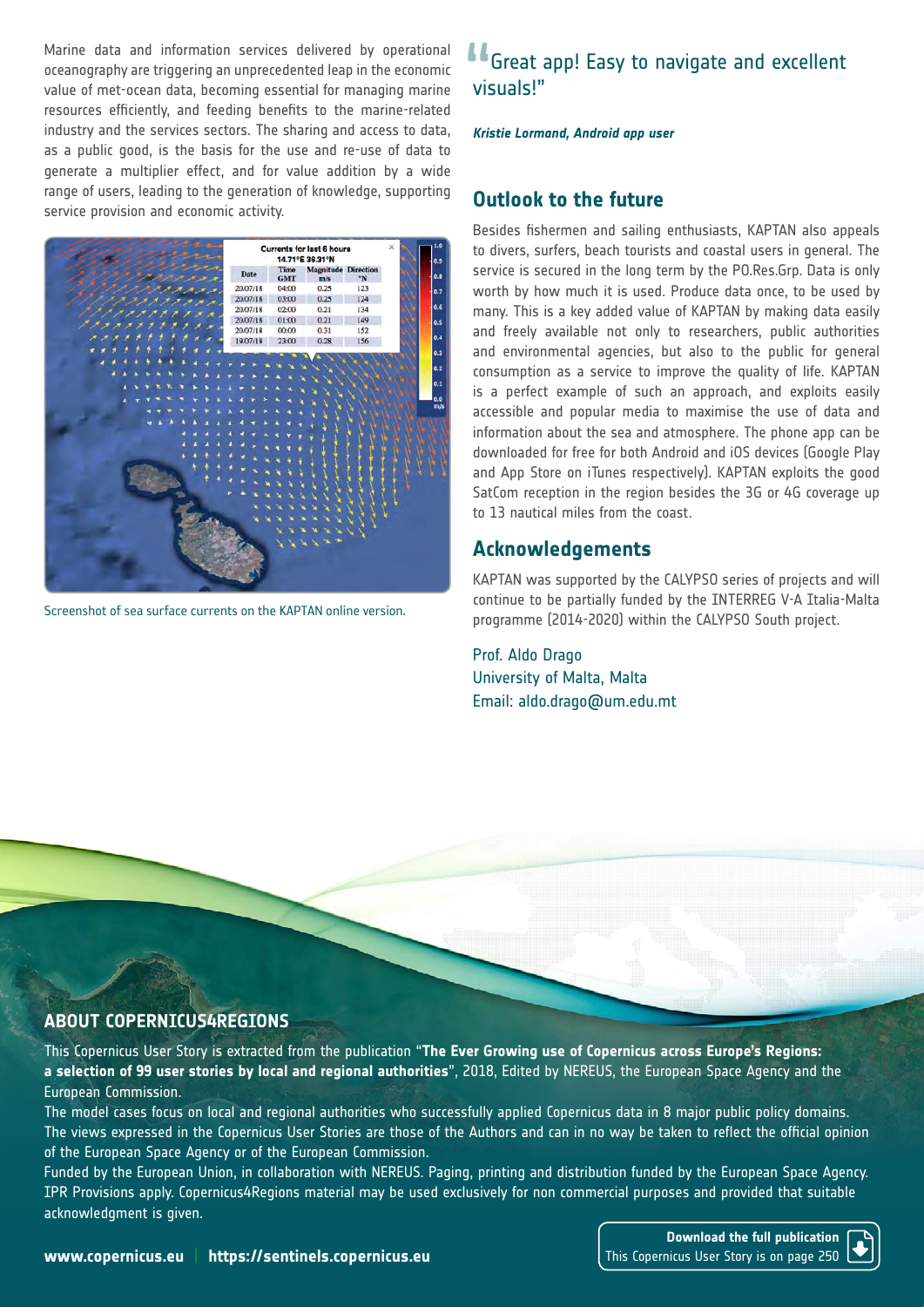Marine data and information services delivered by operational oceanography are triggering an unprecedented leap in the economic value of met-ocean data, becoming essential for managing marine resources efficiently, and feeding benefits to the marine-related industry and the services sectors. The sharing and access to data, as a public good, is the basis for the use and re-use of data to generate a multiplier effect, and for value addition by a wide range of users, leading to the generation of knowledge, supporting service provision and economic activity.

Screenshot of sea surface currents on the KAPTAN online version.

> "Great app! Easy to navigate and excellent visuals!"
>
> ***Kristie Lormand, Android app user***

## Outlook to the future

Besides fishermen and sailing enthusiasts, KAPTAN also appeals to divers, surfers, beach tourists and coastal users in general. The service is secured in the long term by the PO.Res.Grp. Data is only worth by how much it is used. Produce data once, to be used by many. This is a key added value of KAPTAN by making data easily and freely available not only to researchers, public authorities and environmental agencies, but also to the public for general consumption as a service to improve the quality of life. KAPTAN is a perfect example of such an approach, and exploits easily accessible and popular media to maximise the use of data and information about the sea and atmosphere. The phone app can be downloaded for free for both Android and iOS devices (Google Play and App Store on iTunes respectively). KAPTAN exploits the good SatCom reception in the region besides the 3G or 4G coverage up to 13 nautical miles from the coast.

## Acknowledgements

KAPTAN was supported by the CALYPSO series of projects and will continue to be partially funded by the INTERREG V-A Italia-Malta programme (2014-2020) within the CALYPSO South project.

Prof. Aldo Drago
University of Malta, Malta
Email: aldo.drago@um.edu.mt

## ABOUT COPERNICUS4REGIONS

This Copernicus User Story is extracted from the publication "**The Ever Growing use of Copernicus across Europe's Regions: a selection of 99 user stories by local and regional authorities**", 2018, Edited by NEREUS, the European Space Agency and the European Commission.
The model cases focus on local and regional authorities who successfully applied Copernicus data in 8 major public policy domains. The views expressed in the Copernicus User Stories are those of the Authors and can in no way be taken to reflect the official opinion of the European Space Agency or of the European Commission.
Funded by the European Union, in collaboration with NEREUS. Paging, printing and distribution funded by the European Space Agency. IPR Provisions apply. Copernicus4Regions material may be used exclusively for non commercial purposes and provided that suitable acknowledgment is given.

**www.copernicus.eu** | **https://sentinels.copernicus.eu**

**Download the full publication**
This Copernicus User Story is on page 250